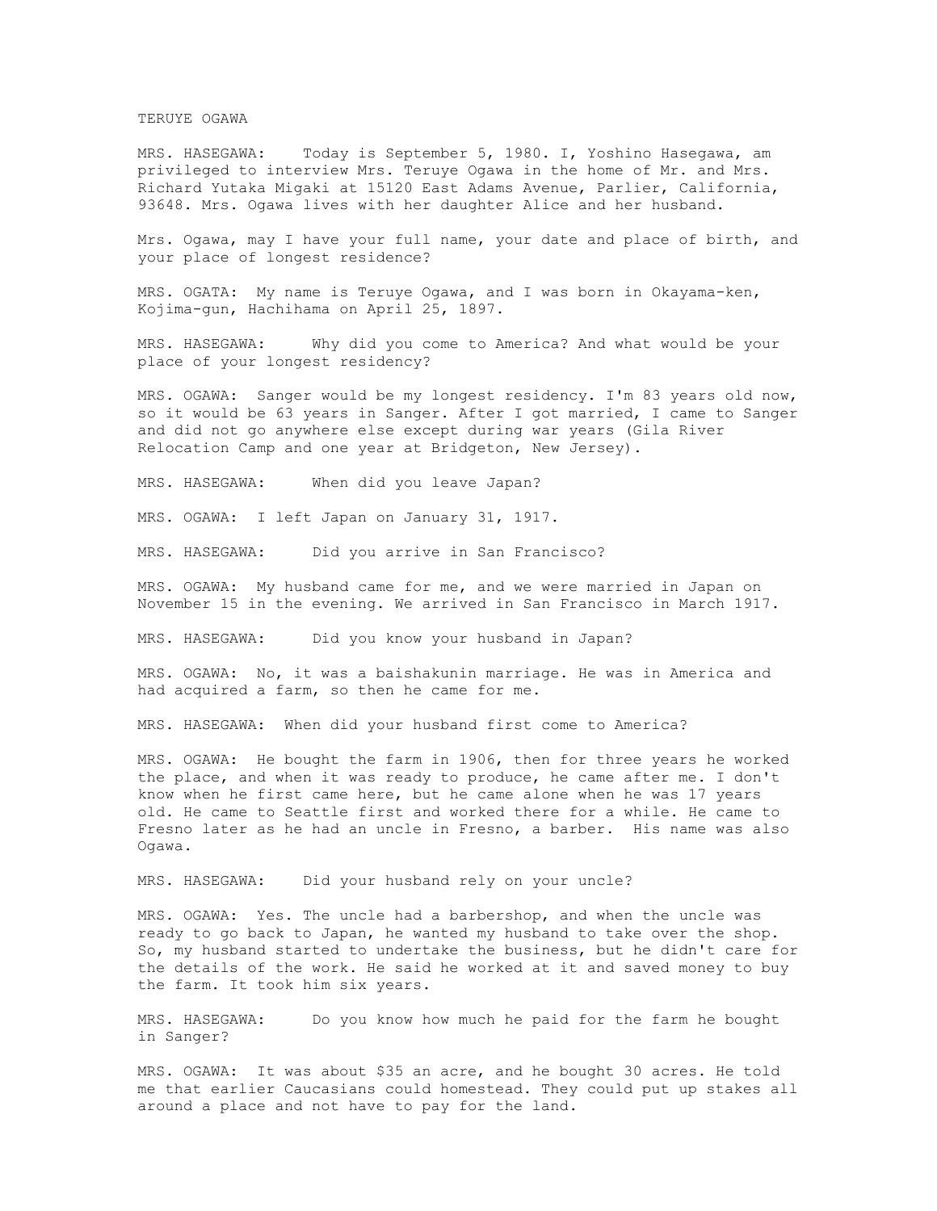TERUYE OGAWA

MRS. HASEGAWA: Today is September 5, 1980. I, Yoshino Hasegawa, am privileged to interview Mrs. Teruye Ogawa in the home of Mr. and Mrs. Richard Yutaka Migaki at 15120 East Adams Avenue, Parlier, California, 93648. Mrs. Ogawa lives with her daughter Alice and her husband.

Mrs. Ogawa, may I have your full name, your date and place of birth, and your place of longest residence?

MRS. OGATA: My name is Teruye Ogawa, and I was born in Okayama-ken, Kojima-gun, Hachihama on April 25, 1897.

MRS. HASEGAWA: Why did you come to America? And what would be your place of your longest residency?

MRS. OGAWA: Sanger would be my longest residency. I'm 83 years old now, so it would be 63 years in Sanger. After I got married, I came to Sanger and did not go anywhere else except during war years (Gila River Relocation Camp and one year at Bridgeton, New Jersey).

MRS. HASEGAWA: When did you leave Japan?

MRS. OGAWA: I left Japan on January 31, 1917.

MRS. HASEGAWA: Did you arrive in San Francisco?

MRS. OGAWA: My husband came for me, and we were married in Japan on November 15 in the evening. We arrived in San Francisco in March 1917.

MRS. HASEGAWA: Did you know your husband in Japan?

MRS. OGAWA: No, it was a baishakunin marriage. He was in America and had acquired a farm, so then he came for me.

MRS. HASEGAWA: When did your husband first come to America?

MRS. OGAWA: He bought the farm in 1906, then for three years he worked the place, and when it was ready to produce, he came after me. I don't know when he first came here, but he came alone when he was 17 years old. He came to Seattle first and worked there for a while. He came to Fresno later as he had an uncle in Fresno, a barber. His name was also Ogawa.

MRS. HASEGAWA: Did your husband rely on your uncle?

MRS. OGAWA: Yes. The uncle had a barbershop, and when the uncle was ready to go back to Japan, he wanted my husband to take over the shop. So, my husband started to undertake the business, but he didn't care for the details of the work. He said he worked at it and saved money to buy the farm. It took him six years.

MRS. HASEGAWA: Do you know how much he paid for the farm he bought in Sanger?

MRS. OGAWA: It was about $35 an acre, and he bought 30 acres. He told me that earlier Caucasians could homestead. They could put up stakes all around a place and not have to pay for the land.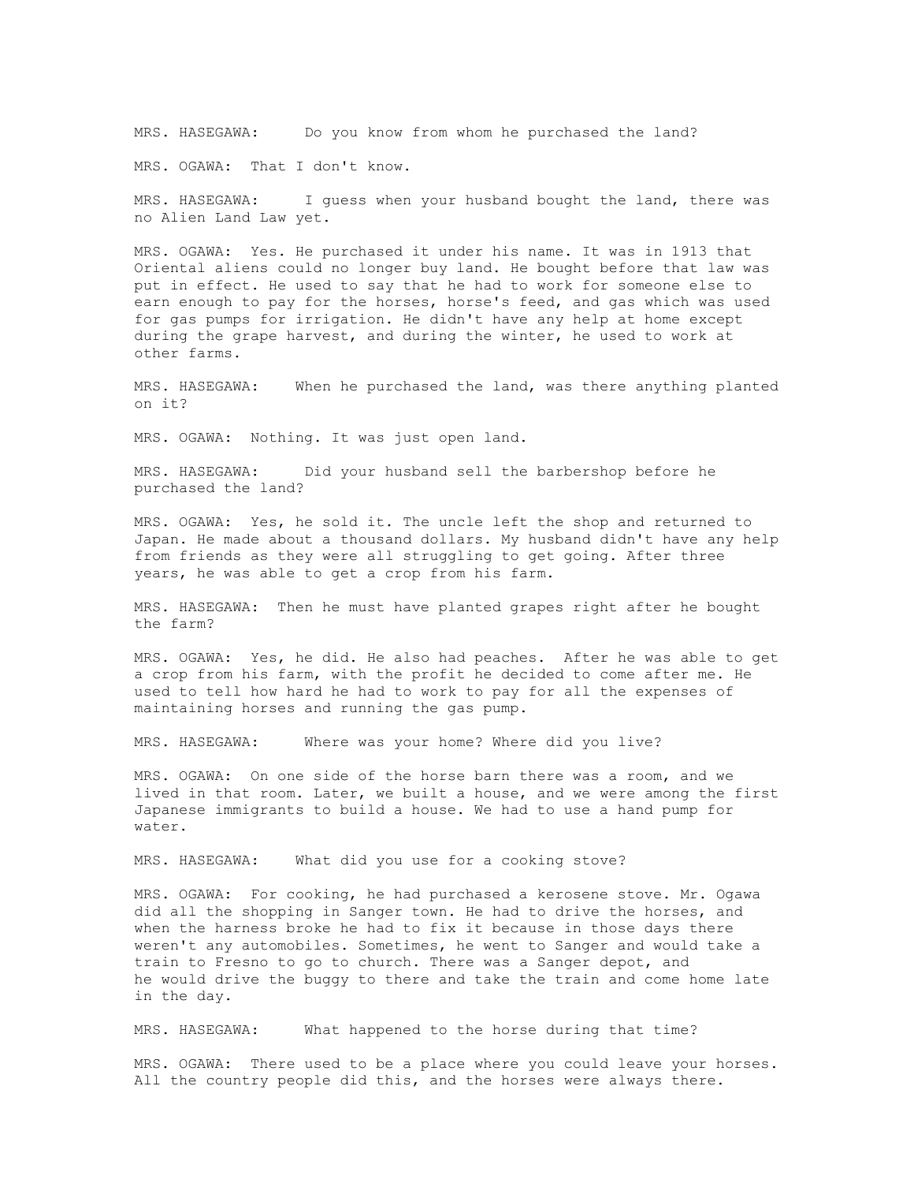MRS. HASEGAWA: Do you know from whom he purchased the land?

MRS. OGAWA: That I don't know.

MRS. HASEGAWA: I guess when your husband bought the land, there was no Alien Land Law yet.

MRS. OGAWA: Yes. He purchased it under his name. It was in 1913 that Oriental aliens could no longer buy land. He bought before that law was put in effect. He used to say that he had to work for someone else to earn enough to pay for the horses, horse's feed, and gas which was used for gas pumps for irrigation. He didn't have any help at home except during the grape harvest, and during the winter, he used to work at other farms.

MRS. HASEGAWA: When he purchased the land, was there anything planted on it?

MRS. OGAWA: Nothing. It was just open land.

MRS. HASEGAWA: Did your husband sell the barbershop before he purchased the land?

MRS. OGAWA: Yes, he sold it. The uncle left the shop and returned to Japan. He made about a thousand dollars. My husband didn't have any help from friends as they were all struggling to get going. After three years, he was able to get a crop from his farm.

MRS. HASEGAWA: Then he must have planted grapes right after he bought the farm?

MRS. OGAWA: Yes, he did. He also had peaches. After he was able to get a crop from his farm, with the profit he decided to come after me. He used to tell how hard he had to work to pay for all the expenses of maintaining horses and running the gas pump.

MRS. HASEGAWA: Where was your home? Where did you live?

MRS. OGAWA: On one side of the horse barn there was a room, and we lived in that room. Later, we built a house, and we were among the first Japanese immigrants to build a house. We had to use a hand pump for water.

MRS. HASEGAWA: What did you use for a cooking stove?

MRS. OGAWA: For cooking, he had purchased a kerosene stove. Mr. Ogawa did all the shopping in Sanger town. He had to drive the horses, and when the harness broke he had to fix it because in those days there weren't any automobiles. Sometimes, he went to Sanger and would take a train to Fresno to go to church. There was a Sanger depot, and he would drive the buggy to there and take the train and come home late in the day.

MRS. HASEGAWA: What happened to the horse during that time?

MRS. OGAWA: There used to be a place where you could leave your horses. All the country people did this, and the horses were always there.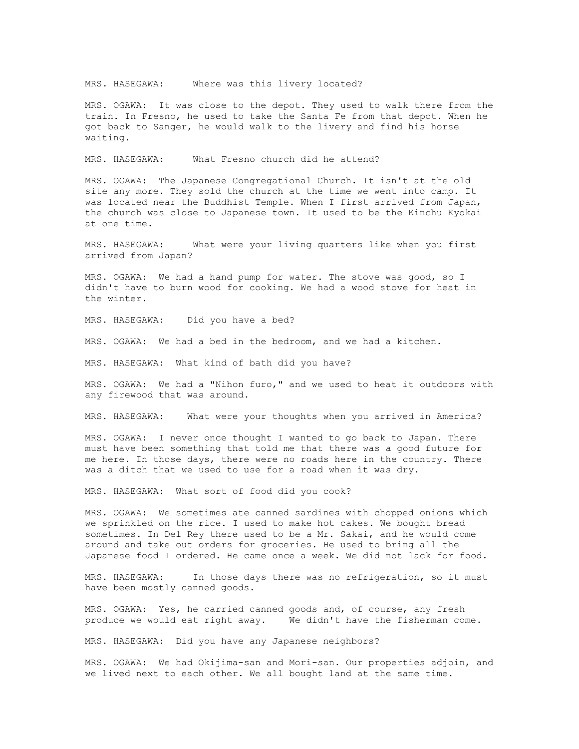MRS. HASEGAWA: Where was this livery located?

MRS. OGAWA: It was close to the depot. They used to walk there from the train. In Fresno, he used to take the Santa Fe from that depot. When he got back to Sanger, he would walk to the livery and find his horse waiting.

MRS. HASEGAWA: What Fresno church did he attend?

MRS. OGAWA: The Japanese Congregational Church. It isn't at the old site any more. They sold the church at the time we went into camp. It was located near the Buddhist Temple. When I first arrived from Japan, the church was close to Japanese town. It used to be the Kinchu Kyokai at one time.

MRS. HASEGAWA: What were your living quarters like when you first arrived from Japan?

MRS. OGAWA: We had a hand pump for water. The stove was good, so I didn't have to burn wood for cooking. We had a wood stove for heat in the winter.

MRS. HASEGAWA: Did you have a bed?

MRS. OGAWA: We had a bed in the bedroom, and we had a kitchen.

MRS. HASEGAWA: What kind of bath did you have?

MRS. OGAWA: We had a "Nihon furo," and we used to heat it outdoors with any firewood that was around.

MRS. HASEGAWA: What were your thoughts when you arrived in America?

MRS. OGAWA: I never once thought I wanted to go back to Japan. There must have been something that told me that there was a good future for me here. In those days, there were no roads here in the country. There was a ditch that we used to use for a road when it was dry.

MRS. HASEGAWA: What sort of food did you cook?

MRS. OGAWA: We sometimes ate canned sardines with chopped onions which we sprinkled on the rice. I used to make hot cakes. We bought bread sometimes. In Del Rey there used to be a Mr. Sakai, and he would come around and take out orders for groceries. He used to bring all the Japanese food I ordered. He came once a week. We did not lack for food.

MRS. HASEGAWA: In those days there was no refrigeration, so it must have been mostly canned goods.

MRS. OGAWA: Yes, he carried canned goods and, of course, any fresh produce we would eat right away. We didn't have the fisherman come.

MRS. HASEGAWA: Did you have any Japanese neighbors?

MRS. OGAWA: We had Okijima-san and Mori-san. Our properties adjoin, and we lived next to each other. We all bought land at the same time.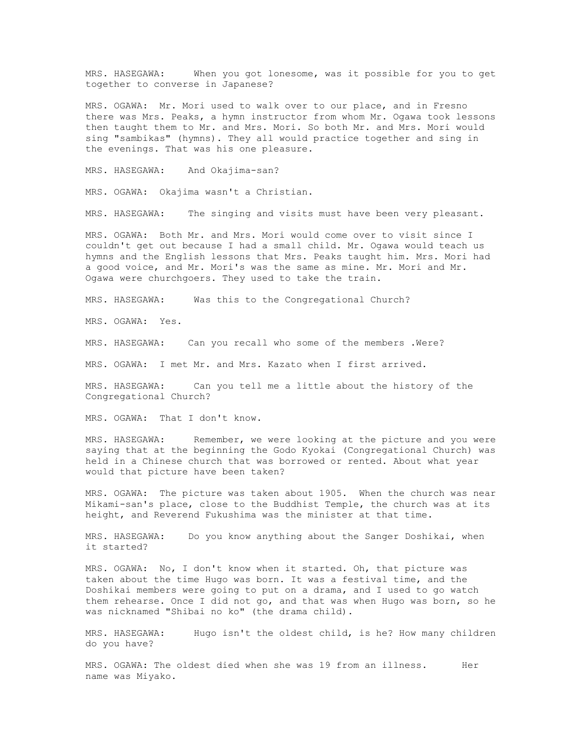MRS. HASEGAWA: When you got lonesome, was it possible for you to get together to converse in Japanese?

MRS. OGAWA: Mr. Mori used to walk over to our place, and in Fresno there was Mrs. Peaks, a hymn instructor from whom Mr. Ogawa took lessons then taught them to Mr. and Mrs. Mori. So both Mr. and Mrs. Mori would sing "sambikas" (hymns). They all would practice together and sing in the evenings. That was his one pleasure.

MRS. HASEGAWA: And Okajima-san?

MRS. OGAWA: Okajima wasn't a Christian.

MRS. HASEGAWA: The singing and visits must have been very pleasant.

MRS. OGAWA: Both Mr. and Mrs. Mori would come over to visit since I couldn't get out because I had a small child. Mr. Ogawa would teach us hymns and the English lessons that Mrs. Peaks taught him. Mrs. Mori had a good voice, and Mr. Mori's was the same as mine. Mr. Mori and Mr. Ogawa were churchgoers. They used to take the train.

MRS. HASEGAWA: Was this to the Congregational Church?

MRS. OGAWA: Yes.

MRS. HASEGAWA: Can you recall who some of the members .Were?

MRS. OGAWA: I met Mr. and Mrs. Kazato when I first arrived.

MRS. HASEGAWA: Can you tell me a little about the history of the Congregational Church?

MRS. OGAWA: That I don't know.

MRS. HASEGAWA: Remember, we were looking at the picture and you were saying that at the beginning the Godo Kyokai (Congregational Church) was held in a Chinese church that was borrowed or rented. About what year would that picture have been taken?

MRS. OGAWA: The picture was taken about 1905. When the church was near Mikami-san's place, close to the Buddhist Temple, the church was at its height, and Reverend Fukushima was the minister at that time.

MRS. HASEGAWA: Do you know anything about the Sanger Doshikai, when it started?

MRS. OGAWA: No, I don't know when it started. Oh, that picture was taken about the time Hugo was born. It was a festival time, and the Doshikai members were going to put on a drama, and I used to go watch them rehearse. Once I did not go, and that was when Hugo was born, so he was nicknamed "Shibai no ko" (the drama child).

MRS. HASEGAWA: Hugo isn't the oldest child, is he? How many children do you have?

MRS. OGAWA: The oldest died when she was 19 from an illness. Her name was Miyako.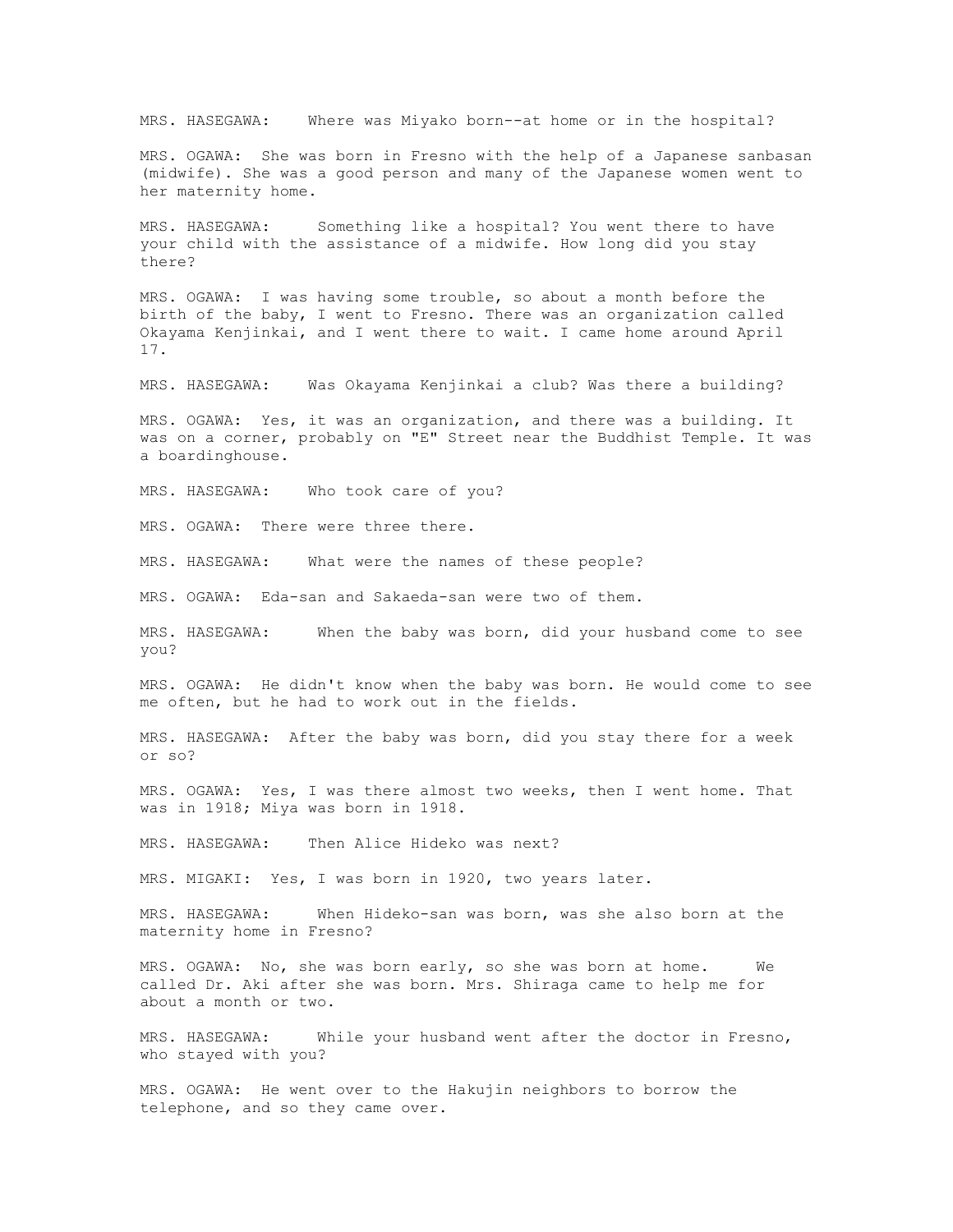MRS. HASEGAWA: Where was Miyako born--at home or in the hospital?

MRS. OGAWA: She was born in Fresno with the help of a Japanese sanbasan (midwife). She was a good person and many of the Japanese women went to her maternity home.

MRS. HASEGAWA: Something like a hospital? You went there to have your child with the assistance of a midwife. How long did you stay there?

MRS. OGAWA: I was having some trouble, so about a month before the birth of the baby, I went to Fresno. There was an organization called Okayama Kenjinkai, and I went there to wait. I came home around April 17.

MRS. HASEGAWA: Was Okayama Kenjinkai a club? Was there a building?

MRS. OGAWA: Yes, it was an organization, and there was a building. It was on a corner, probably on "E" Street near the Buddhist Temple. It was a boardinghouse.

MRS. HASEGAWA: Who took care of you?

MRS. OGAWA: There were three there.

MRS. HASEGAWA: What were the names of these people?

MRS. OGAWA: Eda-san and Sakaeda-san were two of them.

MRS. HASEGAWA: When the baby was born, did your husband come to see you?

MRS. OGAWA: He didn't know when the baby was born. He would come to see me often, but he had to work out in the fields.

MRS. HASEGAWA: After the baby was born, did you stay there for a week or so?

MRS. OGAWA: Yes, I was there almost two weeks, then I went home. That was in 1918; Miya was born in 1918.

MRS. HASEGAWA: Then Alice Hideko was next?

MRS. MIGAKI: Yes, I was born in 1920, two years later.

MRS. HASEGAWA: When Hideko-san was born, was she also born at the maternity home in Fresno?

MRS. OGAWA: No, she was born early, so she was born at home. We called Dr. Aki after she was born. Mrs. Shiraga came to help me for about a month or two.

MRS. HASEGAWA: While your husband went after the doctor in Fresno, who stayed with you?

MRS. OGAWA: He went over to the Hakujin neighbors to borrow the telephone, and so they came over.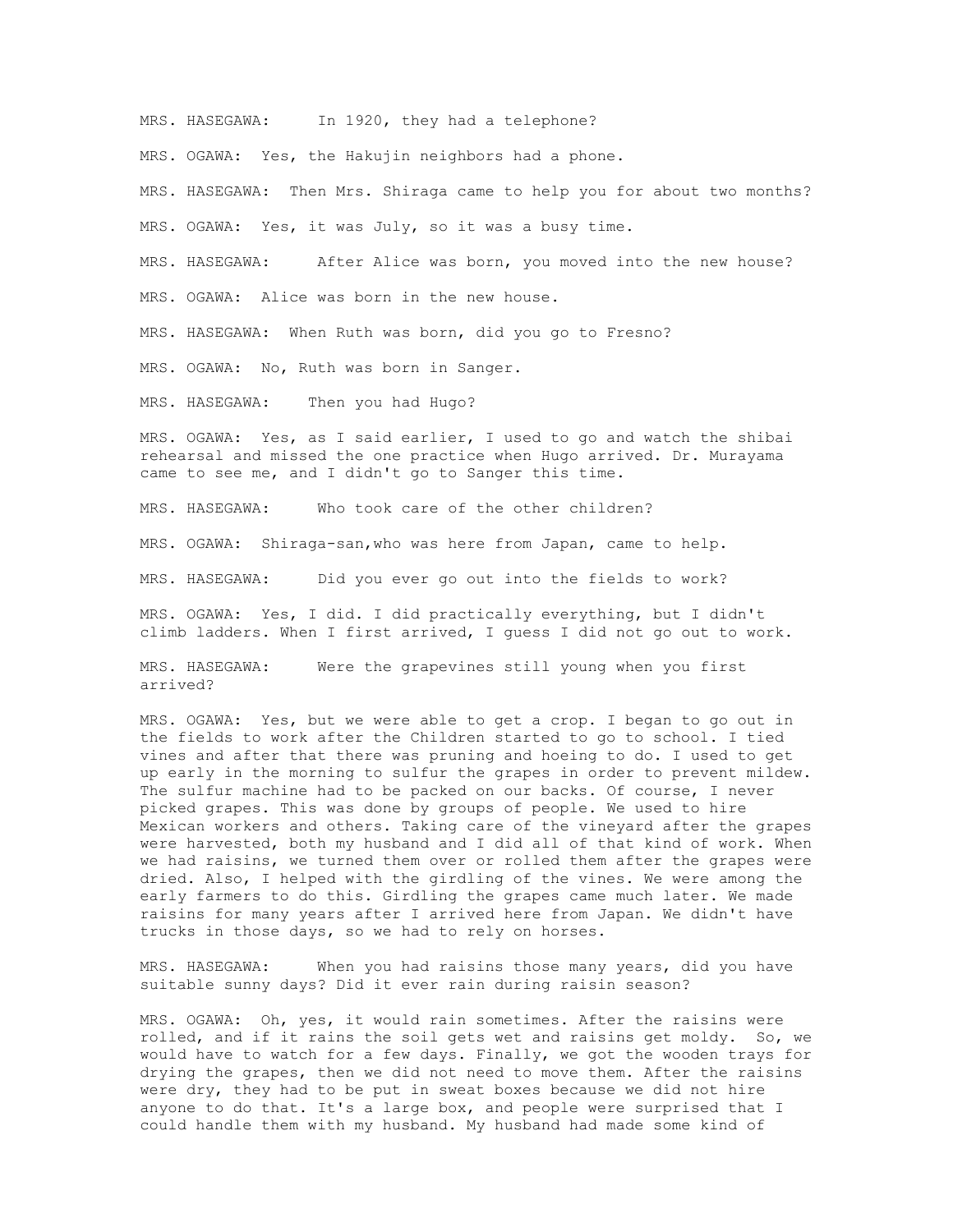MRS. HASEGAWA: In 1920, they had a telephone?

MRS. OGAWA: Yes, the Hakujin neighbors had a phone.

MRS. HASEGAWA: Then Mrs. Shiraga came to help you for about two months?

MRS. OGAWA: Yes, it was July, so it was a busy time.

MRS. HASEGAWA: After Alice was born, you moved into the new house?

MRS. OGAWA: Alice was born in the new house.

MRS. HASEGAWA: When Ruth was born, did you go to Fresno?

MRS. OGAWA: No, Ruth was born in Sanger.

MRS. HASEGAWA: Then you had Hugo?

MRS. OGAWA: Yes, as I said earlier, I used to go and watch the shibai rehearsal and missed the one practice when Hugo arrived. Dr. Murayama came to see me, and I didn't go to Sanger this time.

MRS. HASEGAWA: Who took care of the other children?

MRS. OGAWA: Shiraga-san,who was here from Japan, came to help.

MRS. HASEGAWA: Did you ever go out into the fields to work?

MRS. OGAWA: Yes, I did. I did practically everything, but I didn't climb ladders. When I first arrived, I guess I did not go out to work.

MRS. HASEGAWA: Were the grapevines still young when you first arrived?

MRS. OGAWA: Yes, but we were able to get a crop. I began to go out in the fields to work after the Children started to go to school. I tied vines and after that there was pruning and hoeing to do. I used to get up early in the morning to sulfur the grapes in order to prevent mildew. The sulfur machine had to be packed on our backs. Of course, I never picked grapes. This was done by groups of people. We used to hire Mexican workers and others. Taking care of the vineyard after the grapes were harvested, both my husband and I did all of that kind of work. When we had raisins, we turned them over or rolled them after the grapes were dried. Also, I helped with the girdling of the vines. We were among the early farmers to do this. Girdling the grapes came much later. We made raisins for many years after I arrived here from Japan. We didn't have trucks in those days, so we had to rely on horses.

MRS. HASEGAWA: When you had raisins those many years, did you have suitable sunny days? Did it ever rain during raisin season?

MRS. OGAWA: Oh, yes, it would rain sometimes. After the raisins were rolled, and if it rains the soil gets wet and raisins get moldy. So, we would have to watch for a few days. Finally, we got the wooden trays for drying the grapes, then we did not need to move them. After the raisins were dry, they had to be put in sweat boxes because we did not hire anyone to do that. It's a large box, and people were surprised that I could handle them with my husband. My husband had made some kind of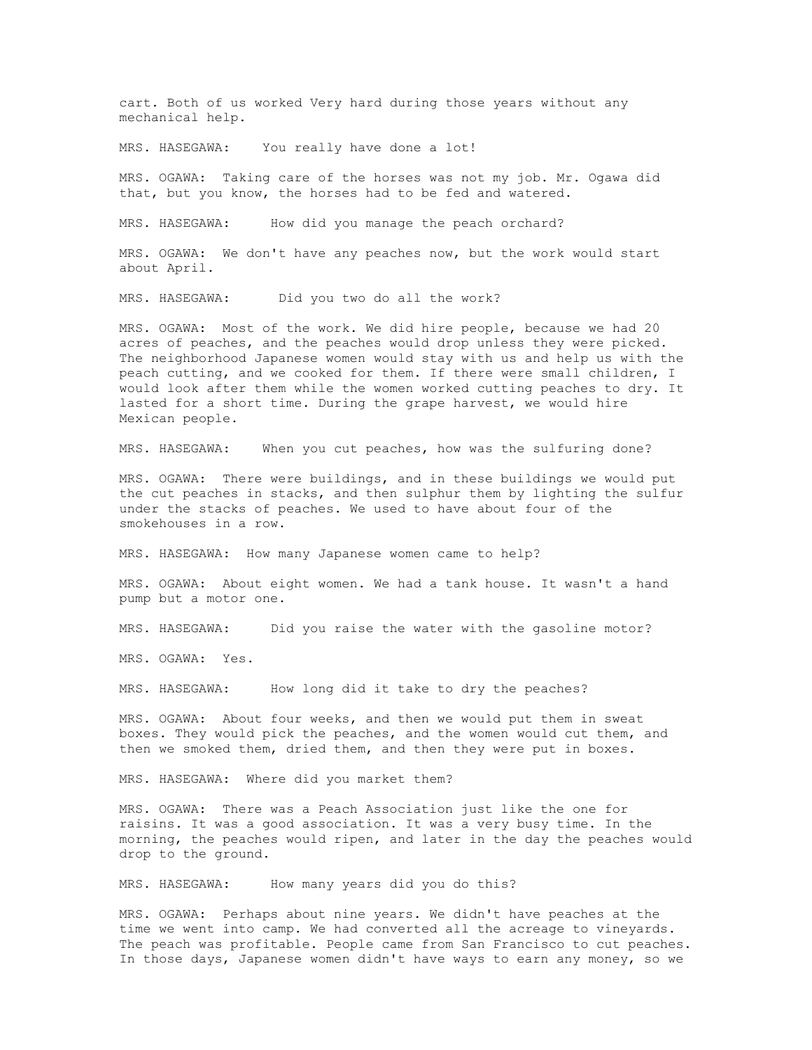cart. Both of us worked Very hard during those years without any mechanical help.

MRS. HASEGAWA: You really have done a lot!

MRS. OGAWA: Taking care of the horses was not my job. Mr. Ogawa did that, but you know, the horses had to be fed and watered.

MRS. HASEGAWA: How did you manage the peach orchard?

MRS. OGAWA: We don't have any peaches now, but the work would start about April.

MRS. HASEGAWA: Did you two do all the work?

MRS. OGAWA: Most of the work. We did hire people, because we had 20 acres of peaches, and the peaches would drop unless they were picked. The neighborhood Japanese women would stay with us and help us with the peach cutting, and we cooked for them. If there were small children, I would look after them while the women worked cutting peaches to dry. It lasted for a short time. During the grape harvest, we would hire Mexican people.

MRS. HASEGAWA: When you cut peaches, how was the sulfuring done?

MRS. OGAWA: There were buildings, and in these buildings we would put the cut peaches in stacks, and then sulphur them by lighting the sulfur under the stacks of peaches. We used to have about four of the smokehouses in a row.

MRS. HASEGAWA: How many Japanese women came to help?

MRS. OGAWA: About eight women. We had a tank house. It wasn't a hand pump but a motor one.

MRS. HASEGAWA: Did you raise the water with the gasoline motor?

MRS. OGAWA: Yes.

MRS. HASEGAWA: How long did it take to dry the peaches?

MRS. OGAWA: About four weeks, and then we would put them in sweat boxes. They would pick the peaches, and the women would cut them, and then we smoked them, dried them, and then they were put in boxes.

MRS. HASEGAWA: Where did you market them?

MRS. OGAWA: There was a Peach Association just like the one for raisins. It was a good association. It was a very busy time. In the morning, the peaches would ripen, and later in the day the peaches would drop to the ground.

MRS. HASEGAWA: How many years did you do this?

MRS. OGAWA: Perhaps about nine years. We didn't have peaches at the time we went into camp. We had converted all the acreage to vineyards. The peach was profitable. People came from San Francisco to cut peaches. In those days, Japanese women didn't have ways to earn any money, so we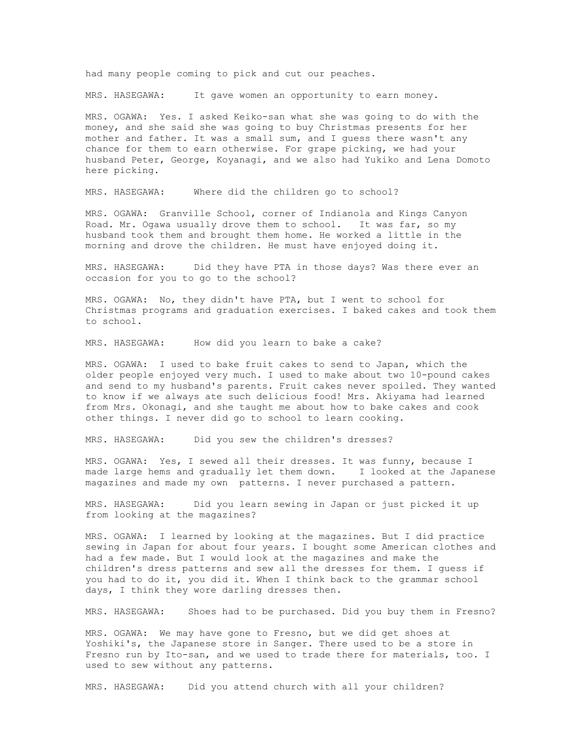had many people coming to pick and cut our peaches.

MRS. HASEGAWA: It gave women an opportunity to earn money.

MRS. OGAWA: Yes. I asked Keiko-san what she was going to do with the money, and she said she was going to buy Christmas presents for her mother and father. It was a small sum, and I guess there wasn't any chance for them to earn otherwise. For grape picking, we had your husband Peter, George, Koyanagi, and we also had Yukiko and Lena Domoto here picking.

MRS. HASEGAWA: Where did the children go to school?

MRS. OGAWA: Granville School, corner of Indianola and Kings Canyon Road. Mr. Ogawa usually drove them to school. It was far, so my husband took them and brought them home. He worked a little in the morning and drove the children. He must have enjoyed doing it.

MRS. HASEGAWA: Did they have PTA in those days? Was there ever an occasion for you to go to the school?

MRS. OGAWA: No, they didn't have PTA, but I went to school for Christmas programs and graduation exercises. I baked cakes and took them to school.

MRS. HASEGAWA: How did you learn to bake a cake?

MRS. OGAWA: I used to bake fruit cakes to send to Japan, which the older people enjoyed very much. I used to make about two 10-pound cakes and send to my husband's parents. Fruit cakes never spoiled. They wanted to know if we always ate such delicious food! Mrs. Akiyama had learned from Mrs. Okonagi, and she taught me about how to bake cakes and cook other things. I never did go to school to learn cooking.

MRS. HASEGAWA: Did you sew the children's dresses?

MRS. OGAWA: Yes, I sewed all their dresses. It was funny, because I made large hems and gradually let them down. I looked at the Japanese magazines and made my own patterns. I never purchased a pattern.

MRS. HASEGAWA: Did you learn sewing in Japan or just picked it up from looking at the magazines?

MRS. OGAWA: I learned by looking at the magazines. But I did practice sewing in Japan for about four years. I bought some American clothes and had a few made. But I would look at the magazines and make the children's dress patterns and sew all the dresses for them. I guess if you had to do it, you did it. When I think back to the grammar school days, I think they wore darling dresses then.

MRS. HASEGAWA: Shoes had to be purchased. Did you buy them in Fresno?

MRS. OGAWA: We may have gone to Fresno, but we did get shoes at Yoshiki's, the Japanese store in Sanger. There used to be a store in Fresno run by Ito-san, and we used to trade there for materials, too. I used to sew without any patterns.

MRS. HASEGAWA: Did you attend church with all your children?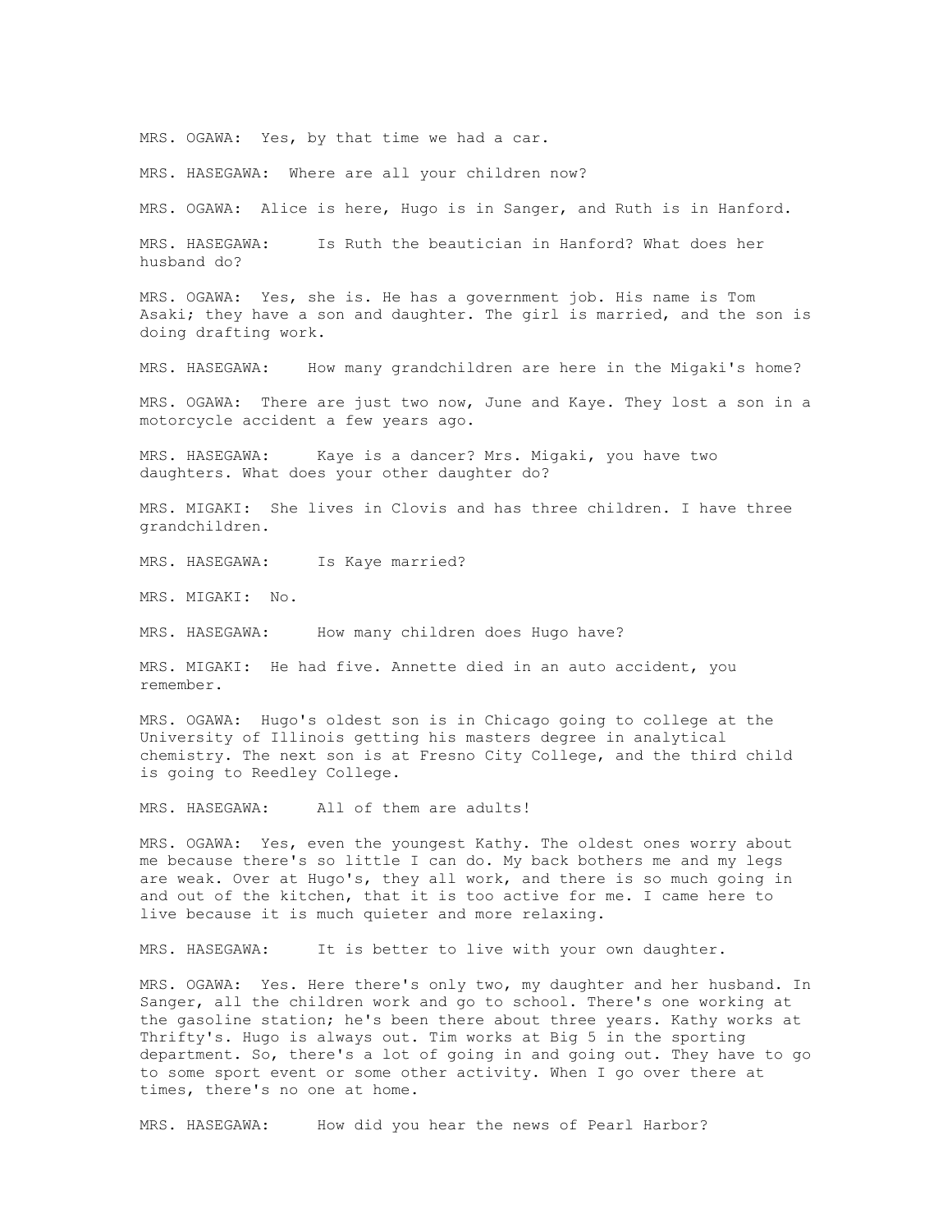MRS. OGAWA: Yes, by that time we had a car.

MRS. HASEGAWA: Where are all your children now?

MRS. OGAWA: Alice is here, Hugo is in Sanger, and Ruth is in Hanford.

MRS. HASEGAWA: Is Ruth the beautician in Hanford? What does her husband do?

MRS. OGAWA: Yes, she is. He has a government job. His name is Tom Asaki; they have a son and daughter. The girl is married, and the son is doing drafting work.

MRS. HASEGAWA: How many grandchildren are here in the Migaki's home?

MRS. OGAWA: There are just two now, June and Kaye. They lost a son in a motorcycle accident a few years ago.

MRS. HASEGAWA: Kaye is a dancer? Mrs. Migaki, you have two daughters. What does your other daughter do?

MRS. MIGAKI: She lives in Clovis and has three children. I have three grandchildren.

MRS. HASEGAWA: Is Kaye married?

MRS. MIGAKI: No.

MRS. HASEGAWA: How many children does Hugo have?

MRS. MIGAKI: He had five. Annette died in an auto accident, you remember.

MRS. OGAWA: Hugo's oldest son is in Chicago going to college at the University of Illinois getting his masters degree in analytical chemistry. The next son is at Fresno City College, and the third child is going to Reedley College.

MRS. HASEGAWA: All of them are adults!

MRS. OGAWA: Yes, even the youngest Kathy. The oldest ones worry about me because there's so little I can do. My back bothers me and my legs are weak. Over at Hugo's, they all work, and there is so much going in and out of the kitchen, that it is too active for me. I came here to live because it is much quieter and more relaxing.

MRS. HASEGAWA: It is better to live with your own daughter.

MRS. OGAWA: Yes. Here there's only two, my daughter and her husband. In Sanger, all the children work and go to school. There's one working at the gasoline station; he's been there about three years. Kathy works at Thrifty's. Hugo is always out. Tim works at Big 5 in the sporting department. So, there's a lot of going in and going out. They have to go to some sport event or some other activity. When I go over there at times, there's no one at home.

MRS. HASEGAWA: How did you hear the news of Pearl Harbor?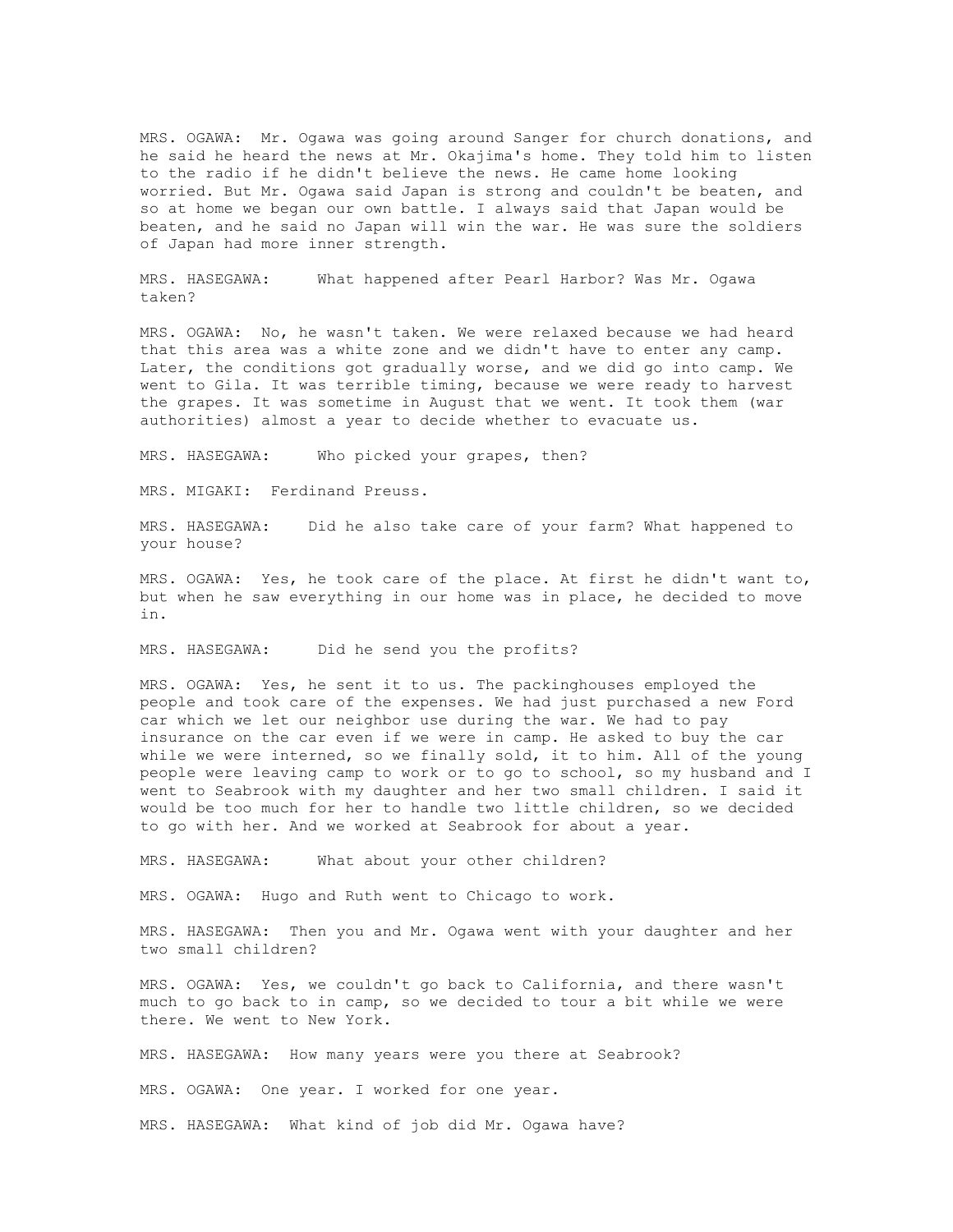MRS. OGAWA: Mr. Ogawa was going around Sanger for church donations, and he said he heard the news at Mr. Okajima's home. They told him to listen to the radio if he didn't believe the news. He came home looking worried. But Mr. Ogawa said Japan is strong and couldn't be beaten, and so at home we began our own battle. I always said that Japan would be beaten, and he said no Japan will win the war. He was sure the soldiers of Japan had more inner strength.

MRS. HASEGAWA: What happened after Pearl Harbor? Was Mr. Ogawa taken?

MRS. OGAWA: No, he wasn't taken. We were relaxed because we had heard that this area was a white zone and we didn't have to enter any camp. Later, the conditions got gradually worse, and we did go into camp. We went to Gila. It was terrible timing, because we were ready to harvest the grapes. It was sometime in August that we went. It took them (war authorities) almost a year to decide whether to evacuate us.

MRS. HASEGAWA: Who picked your grapes, then?

MRS. MIGAKI: Ferdinand Preuss.

MRS. HASEGAWA: Did he also take care of your farm? What happened to your house?

MRS. OGAWA: Yes, he took care of the place. At first he didn't want to, but when he saw everything in our home was in place, he decided to move in.

MRS. HASEGAWA: Did he send you the profits?

MRS. OGAWA: Yes, he sent it to us. The packinghouses employed the people and took care of the expenses. We had just purchased a new Ford car which we let our neighbor use during the war. We had to pay insurance on the car even if we were in camp. He asked to buy the car while we were interned, so we finally sold, it to him. All of the young people were leaving camp to work or to go to school, so my husband and I went to Seabrook with my daughter and her two small children. I said it would be too much for her to handle two little children, so we decided to go with her. And we worked at Seabrook for about a year.

MRS. HASEGAWA: What about your other children?

MRS. OGAWA: Hugo and Ruth went to Chicago to work.

MRS. HASEGAWA: Then you and Mr. Ogawa went with your daughter and her two small children?

MRS. OGAWA: Yes, we couldn't go back to California, and there wasn't much to go back to in camp, so we decided to tour a bit while we were there. We went to New York.

MRS. HASEGAWA: How many years were you there at Seabrook?

MRS. OGAWA: One year. I worked for one year.

MRS. HASEGAWA: What kind of job did Mr. Ogawa have?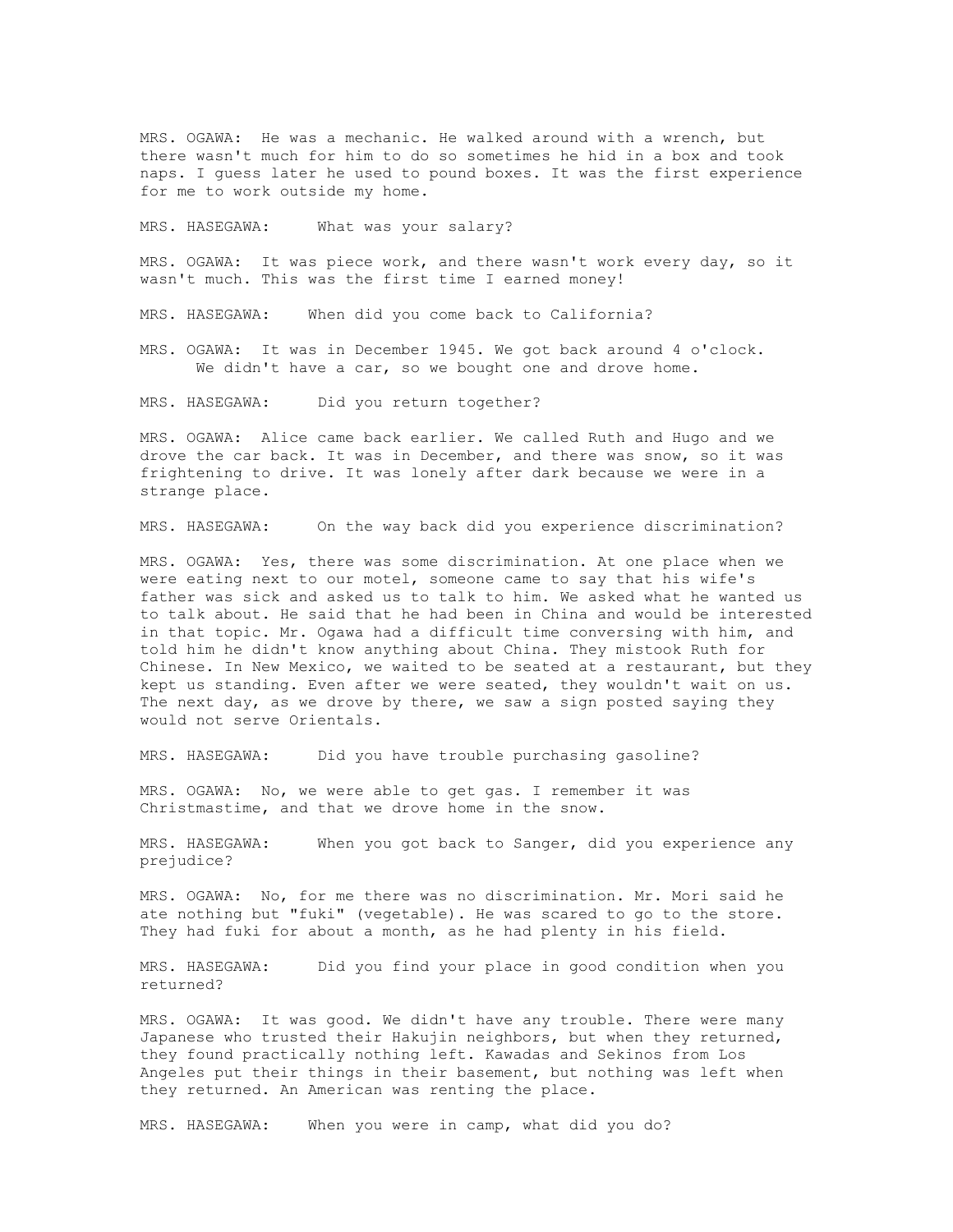MRS. OGAWA: He was a mechanic. He walked around with a wrench, but there wasn't much for him to do so sometimes he hid in a box and took naps. I guess later he used to pound boxes. It was the first experience for me to work outside my home.

MRS. HASEGAWA: What was your salary?

MRS. OGAWA: It was piece work, and there wasn't work every day, so it wasn't much. This was the first time I earned money!

MRS. HASEGAWA: When did you come back to California?

MRS. OGAWA: It was in December 1945. We got back around 4 o'clock. We didn't have a car, so we bought one and drove home.

MRS. HASEGAWA: Did you return together?

MRS. OGAWA: Alice came back earlier. We called Ruth and Hugo and we drove the car back. It was in December, and there was snow, so it was frightening to drive. It was lonely after dark because we were in a strange place.

MRS. HASEGAWA: On the way back did you experience discrimination?

MRS. OGAWA: Yes, there was some discrimination. At one place when we were eating next to our motel, someone came to say that his wife's father was sick and asked us to talk to him. We asked what he wanted us to talk about. He said that he had been in China and would be interested in that topic. Mr. Ogawa had a difficult time conversing with him, and told him he didn't know anything about China. They mistook Ruth for Chinese. In New Mexico, we waited to be seated at a restaurant, but they kept us standing. Even after we were seated, they wouldn't wait on us. The next day, as we drove by there, we saw a sign posted saying they would not serve Orientals.

MRS. HASEGAWA: Did you have trouble purchasing gasoline?

MRS. OGAWA: No, we were able to get gas. I remember it was Christmastime, and that we drove home in the snow.

MRS. HASEGAWA: When you got back to Sanger, did you experience any prejudice?

MRS. OGAWA: No, for me there was no discrimination. Mr. Mori said he ate nothing but "fuki" (vegetable). He was scared to go to the store. They had fuki for about a month, as he had plenty in his field.

MRS. HASEGAWA: Did you find your place in good condition when you returned?

MRS. OGAWA: It was good. We didn't have any trouble. There were many Japanese who trusted their Hakujin neighbors, but when they returned, they found practically nothing left. Kawadas and Sekinos from Los Angeles put their things in their basement, but nothing was left when they returned. An American was renting the place.

MRS. HASEGAWA: When you were in camp, what did you do?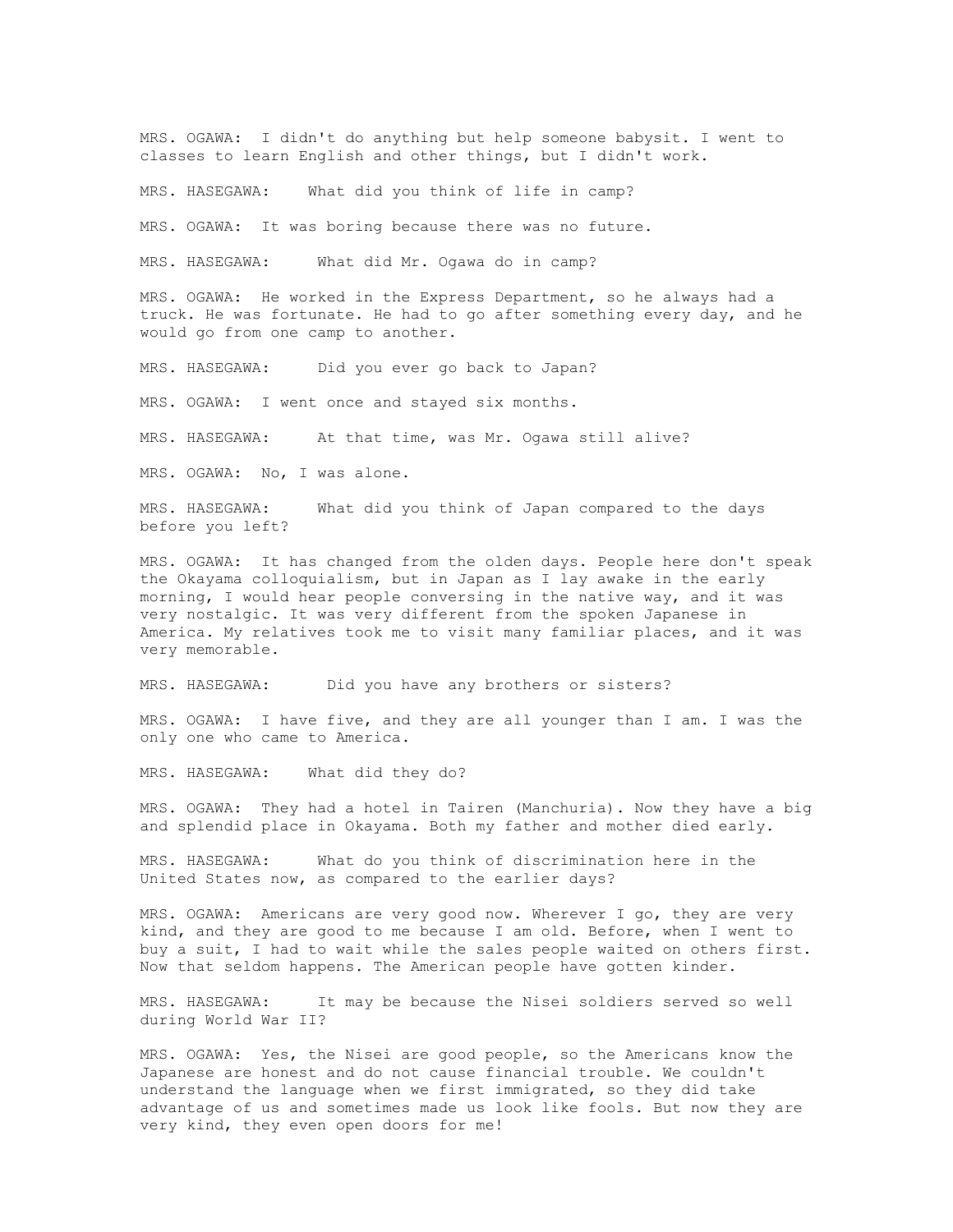MRS. OGAWA: I didn't do anything but help someone babysit. I went to classes to learn English and other things, but I didn't work.

MRS. HASEGAWA: What did you think of life in camp?

MRS. OGAWA: It was boring because there was no future.

MRS. HASEGAWA: What did Mr. Ogawa do in camp?

MRS. OGAWA: He worked in the Express Department, so he always had a truck. He was fortunate. He had to go after something every day, and he would go from one camp to another.

MRS. HASEGAWA: Did you ever go back to Japan?

MRS. OGAWA: I went once and stayed six months.

MRS. HASEGAWA: At that time, was Mr. Ogawa still alive?

MRS. OGAWA: No, I was alone.

MRS. HASEGAWA: What did you think of Japan compared to the days before you left?

MRS. OGAWA: It has changed from the olden days. People here don't speak the Okayama colloquialism, but in Japan as I lay awake in the early morning, I would hear people conversing in the native way, and it was very nostalgic. It was very different from the spoken Japanese in America. My relatives took me to visit many familiar places, and it was very memorable.

MRS. HASEGAWA: Did you have any brothers or sisters?

MRS. OGAWA: I have five, and they are all younger than I am. I was the only one who came to America.

MRS. HASEGAWA: What did they do?

MRS. OGAWA: They had a hotel in Tairen (Manchuria). Now they have a big and splendid place in Okayama. Both my father and mother died early.

MRS. HASEGAWA: What do you think of discrimination here in the United States now, as compared to the earlier days?

MRS. OGAWA: Americans are very good now. Wherever I go, they are very kind, and they are good to me because I am old. Before, when I went to buy a suit, I had to wait while the sales people waited on others first. Now that seldom happens. The American people have gotten kinder.

MRS. HASEGAWA: It may be because the Nisei soldiers served so well during World War II?

MRS. OGAWA: Yes, the Nisei are good people, so the Americans know the Japanese are honest and do not cause financial trouble. We couldn't understand the language when we first immigrated, so they did take advantage of us and sometimes made us look like fools. But now they are very kind, they even open doors for me!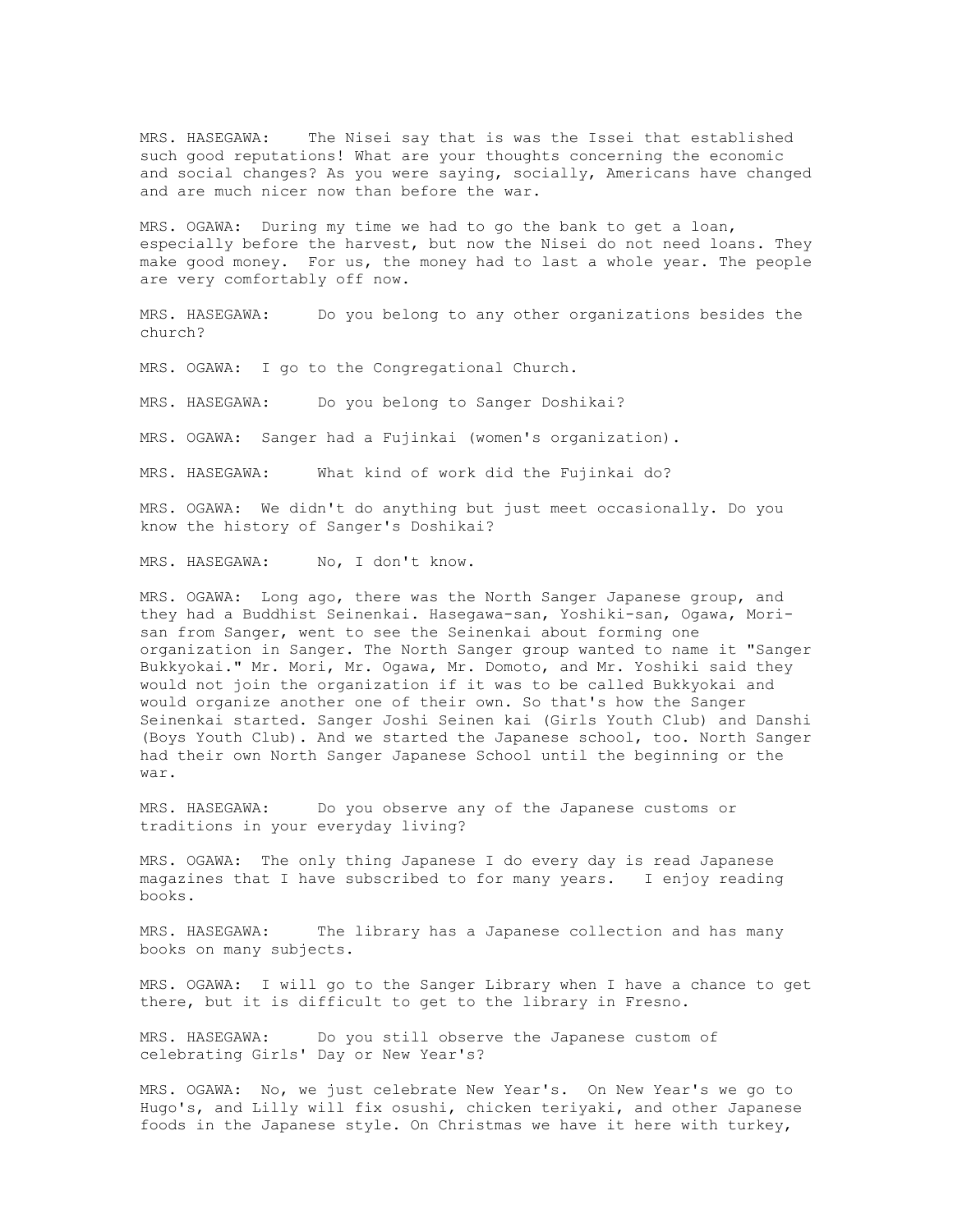MRS. HASEGAWA: The Nisei say that is was the Issei that established such good reputations! What are your thoughts concerning the economic and social changes? As you were saying, socially, Americans have changed and are much nicer now than before the war.

MRS. OGAWA: During my time we had to go the bank to get a loan, especially before the harvest, but now the Nisei do not need loans. They make good money. For us, the money had to last a whole year. The people are very comfortably off now.

MRS. HASEGAWA: Do you belong to any other organizations besides the church?

MRS. OGAWA: I go to the Congregational Church.

MRS. HASEGAWA: Do you belong to Sanger Doshikai?

MRS. OGAWA: Sanger had a Fujinkai (women's organization).

MRS. HASEGAWA: What kind of work did the Fujinkai do?

MRS. OGAWA: We didn't do anything but just meet occasionally. Do you know the history of Sanger's Doshikai?

MRS. HASEGAWA: No, I don't know.

MRS. OGAWA: Long ago, there was the North Sanger Japanese group, and they had a Buddhist Seinenkai. Hasegawa-san, Yoshiki-san, Ogawa, Mori-san from Sanger, went to see the Seinenkai about forming one organization in Sanger. The North Sanger group wanted to name it "Sanger Bukkyokai." Mr. Mori, Mr. Ogawa, Mr. Domoto, and Mr. Yoshiki said they would not join the organization if it was to be called Bukkyokai and would organize another one of their own. So that's how the Sanger Seinenkai started. Sanger Joshi Seinen kai (Girls Youth Club) and Danshi (Boys Youth Club). And we started the Japanese school, too. North Sanger had their own North Sanger Japanese School until the beginning or the war.

MRS. HASEGAWA: Do you observe any of the Japanese customs or traditions in your everyday living?

MRS. OGAWA: The only thing Japanese I do every day is read Japanese magazines that I have subscribed to for many years. I enjoy reading books.

MRS. HASEGAWA: The library has a Japanese collection and has many books on many subjects.

MRS. OGAWA: I will go to the Sanger Library when I have a chance to get there, but it is difficult to get to the library in Fresno.

MRS. HASEGAWA: Do you still observe the Japanese custom of celebrating Girls' Day or New Year's?

MRS. OGAWA: No, we just celebrate New Year's. On New Year's we go to Hugo's, and Lilly will fix osushi, chicken teriyaki, and other Japanese foods in the Japanese style. On Christmas we have it here with turkey,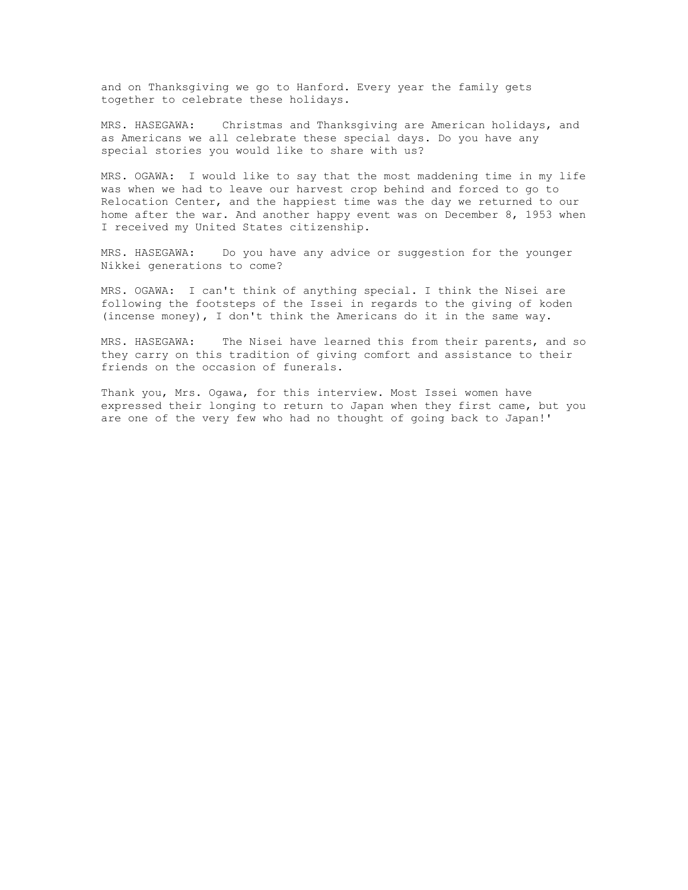and on Thanksgiving we go to Hanford. Every year the family gets together to celebrate these holidays.

MRS. HASEGAWA: Christmas and Thanksgiving are American holidays, and as Americans we all celebrate these special days. Do you have any special stories you would like to share with us?

MRS. OGAWA: I would like to say that the most maddening time in my life was when we had to leave our harvest crop behind and forced to go to Relocation Center, and the happiest time was the day we returned to our home after the war. And another happy event was on December 8, 1953 when I received my United States citizenship.

MRS. HASEGAWA: Do you have any advice or suggestion for the younger Nikkei generations to come?

MRS. OGAWA: I can't think of anything special. I think the Nisei are following the footsteps of the Issei in regards to the giving of koden (incense money), I don't think the Americans do it in the same way.

MRS. HASEGAWA: The Nisei have learned this from their parents, and so they carry on this tradition of giving comfort and assistance to their friends on the occasion of funerals.

Thank you, Mrs. Ogawa, for this interview. Most Issei women have expressed their longing to return to Japan when they first came, but you are one of the very few who had no thought of going back to Japan!'